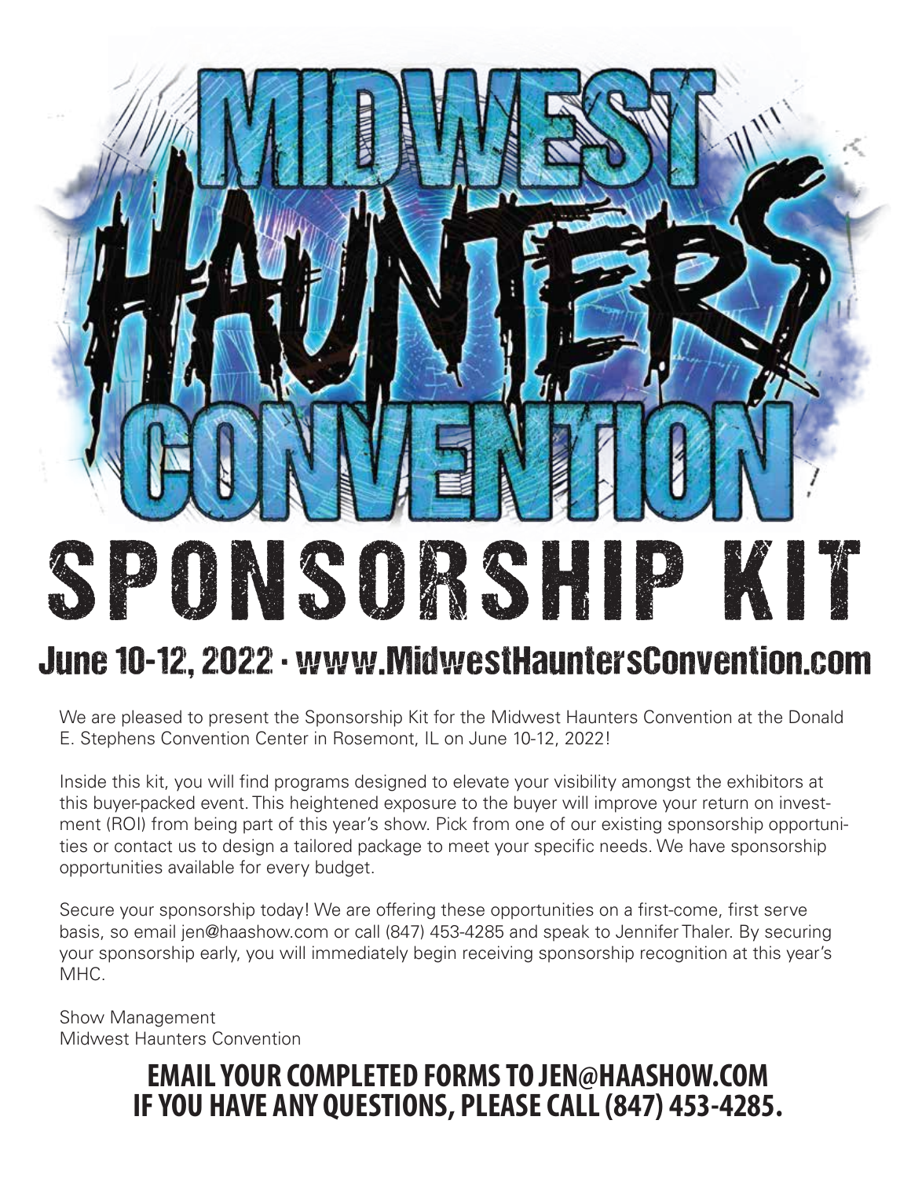# MIDWEST HAUNTERS CONVENTION

# SPONSORSHIP KIT

## June 10-12, 2022 · www.MidwestHauntersConvention.com

We are pleased to present the Sponsorship Kit for the Midwest Haunters Convention at the Donald E. Stephens Convention Center in Rosemont, IL on June 10-12, 2022!

Inside this kit, you will find programs designed to elevate your visibility amongst the exhibitors at this buyer-packed event. This heightened exposure to the buyer will improve your return on investment (ROI) from being part of this year's show. Pick from one of our existing sponsorship opportunities or contact us to design a tailored package to meet your specific needs. We have sponsorship opportunities available for every budget.

Secure your sponsorship today! We are offering these opportunities on a first-come, first serve basis, so email jen@haashow.com or call (847) 453-4285 and speak to Jennifer Thaler. By securing your sponsorship early, you will immediately begin receiving sponsorship recognition at this year's MHC.

Show Management
Midwest Haunters Convention

**EMAIL YOUR COMPLETED FORMS TO JEN@HAASHOW.COM**
**IF YOU HAVE ANY QUESTIONS, PLEASE CALL (847) 453-4285.**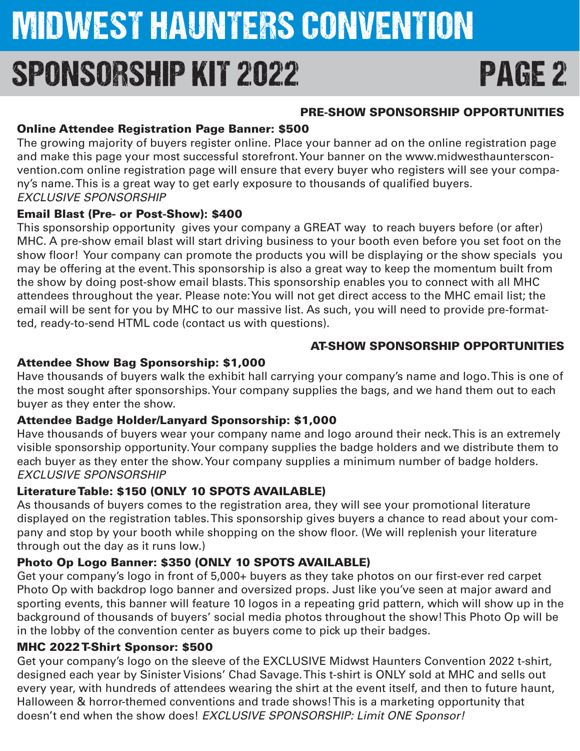# MIDWEST HAUNTERS CONVENTION

## SPONSORSHIP KIT 2022

### PRE-SHOW SPONSORSHIP OPPORTUNITIES

**Online Attendee Registration Page Banner: $500**

The growing majority of buyers register online. Place your banner ad on the online registration page and make this page your most successful storefront. Your banner on the www.midwesthaunterscon-vention.com online registration page will ensure that every buyer who registers will see your company's name. This is a great way to get early exposure to thousands of qualified buyers.
*EXCLUSIVE SPONSORSHIP*

**Email Blast (Pre- or Post-Show): $400**

This sponsorship opportunity gives your company a GREAT way to reach buyers before (or after) MHC. A pre-show email blast will start driving business to your booth even before you set foot on the show floor! Your company can promote the products you will be displaying or the show specials you may be offering at the event. This sponsorship is also a great way to keep the momentum built from the show by doing post-show email blasts. This sponsorship enables you to connect with all MHC attendees throughout the year. Please note: You will not get direct access to the MHC email list; the email will be sent for you by MHC to our massive list. As such, you will need to provide pre-formatted, ready-to-send HTML code (contact us with questions).

### AT-SHOW SPONSORSHIP OPPORTUNITIES

**Attendee Show Bag Sponsorship: $1,000**

Have thousands of buyers walk the exhibit hall carrying your company's name and logo. This is one of the most sought after sponsorships. Your company supplies the bags, and we hand them out to each buyer as they enter the show.

**Attendee Badge Holder/Lanyard Sponsorship: $1,000**

Have thousands of buyers wear your company name and logo around their neck. This is an extremely visible sponsorship opportunity. Your company supplies the badge holders and we distribute them to each buyer as they enter the show. Your company supplies a minimum number of badge holders.
*EXCLUSIVE SPONSORSHIP*

**Literature Table: $150 (ONLY 10 SPOTS AVAILABLE)**

As thousands of buyers comes to the registration area, they will see your promotional literature displayed on the registration tables. This sponsorship gives buyers a chance to read about your company and stop by your booth while shopping on the show floor. (We will replenish your literature through out the day as it runs low.)

**Photo Op Logo Banner: $350 (ONLY 10 SPOTS AVAILABLE)**

Get your company's logo in front of 5,000+ buyers as they take photos on our first-ever red carpet Photo Op with backdrop logo banner and oversized props. Just like you've seen at major award and sporting events, this banner will feature 10 logos in a repeating grid pattern, which will show up in the background of thousands of buyers' social media photos throughout the show! This Photo Op will be in the lobby of the convention center as buyers come to pick up their badges.

**MHC 2022 T-Shirt Sponsor: $500**

Get your company's logo on the sleeve of the EXCLUSIVE Midwst Haunters Convention 2022 t-shirt, designed each year by Sinister Visions' Chad Savage. This t-shirt is ONLY sold at MHC and sells out every year, with hundreds of attendees wearing the shirt at the event itself, and then to future haunt, Halloween & horror-themed conventions and trade shows! This is a marketing opportunity that doesn't end when the show does! *EXCLUSIVE SPONSORSHIP: Limit ONE Sponsor!*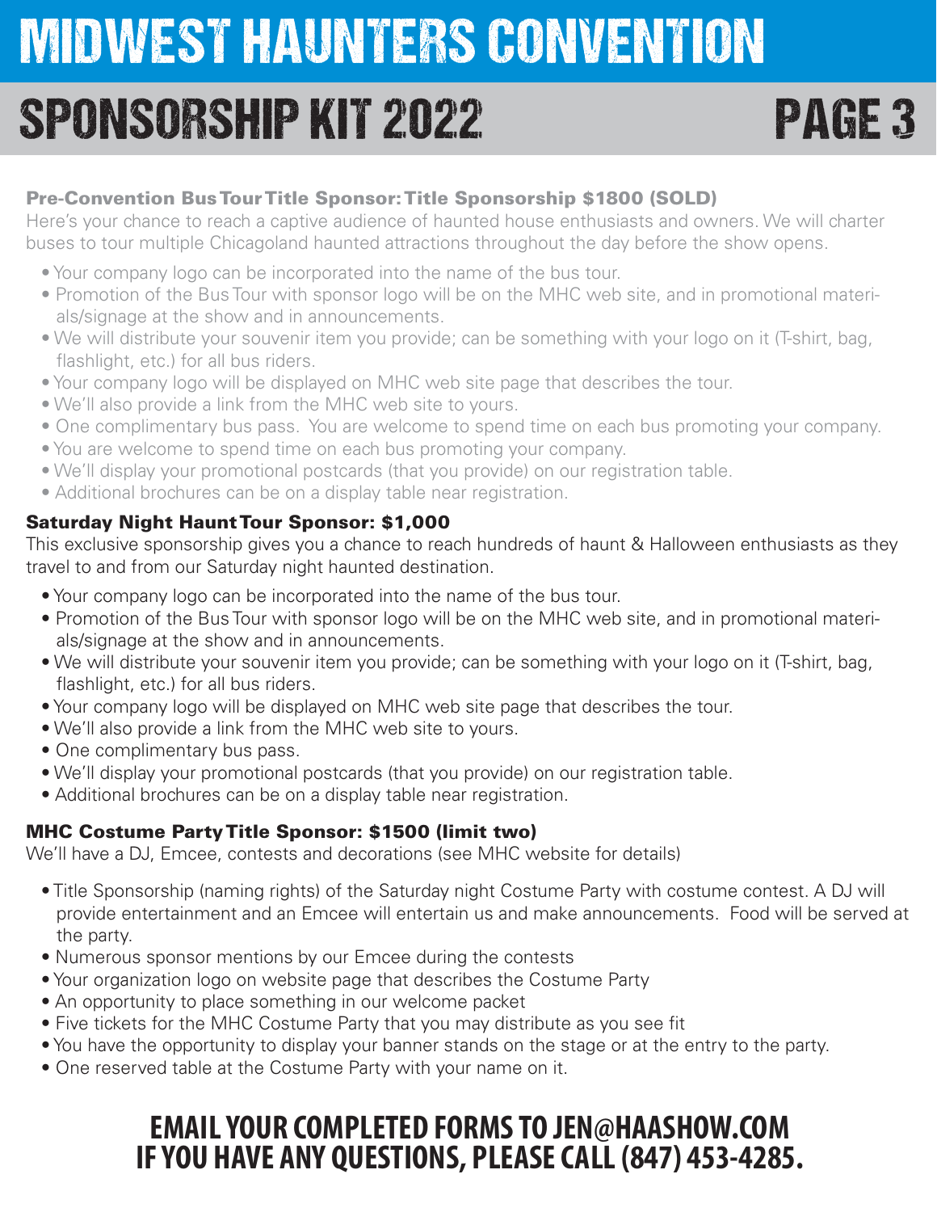# MIDWEST HAUNTERS CONVENTION

## SPONSORSHIP KIT 2022

### Pre-Convention Bus Tour Title Sponsor: Title Sponsorship $1800 (SOLD)

Here's your chance to reach a captive audience of haunted house enthusiasts and owners. We will charter buses to tour multiple Chicagoland haunted attractions throughout the day before the show opens.

- Your company logo can be incorporated into the name of the bus tour.
- Promotion of the Bus Tour with sponsor logo will be on the MHC web site, and in promotional materials/signage at the show and in announcements.
- We will distribute your souvenir item you provide; can be something with your logo on it (T-shirt, bag, flashlight, etc.) for all bus riders.
- Your company logo will be displayed on MHC web site page that describes the tour.
- We'll also provide a link from the MHC web site to yours.
- One complimentary bus pass. You are welcome to spend time on each bus promoting your company.
- You are welcome to spend time on each bus promoting your company.
- We'll display your promotional postcards (that you provide) on our registration table.
- Additional brochures can be on a display table near registration.

### Saturday Night Haunt Tour Sponsor: $1,000

This exclusive sponsorship gives you a chance to reach hundreds of haunt & Halloween enthusiasts as they travel to and from our Saturday night haunted destination.

- Your company logo can be incorporated into the name of the bus tour.
- Promotion of the Bus Tour with sponsor logo will be on the MHC web site, and in promotional materials/signage at the show and in announcements.
- We will distribute your souvenir item you provide; can be something with your logo on it (T-shirt, bag, flashlight, etc.) for all bus riders.
- Your company logo will be displayed on MHC web site page that describes the tour.
- We'll also provide a link from the MHC web site to yours.
- One complimentary bus pass.
- We'll display your promotional postcards (that you provide) on our registration table.
- Additional brochures can be on a display table near registration.

### MHC Costume Party Title Sponsor: $1500 (limit two)

We'll have a DJ, Emcee, contests and decorations (see MHC website for details)

- Title Sponsorship (naming rights) of the Saturday night Costume Party with costume contest. A DJ will provide entertainment and an Emcee will entertain us and make announcements. Food will be served at the party.
- Numerous sponsor mentions by our Emcee during the contests
- Your organization logo on website page that describes the Costume Party
- An opportunity to place something in our welcome packet
- Five tickets for the MHC Costume Party that you may distribute as you see fit
- You have the opportunity to display your banner stands on the stage or at the entry to the party.
- One reserved table at the Costume Party with your name on it.

**EMAIL YOUR COMPLETED FORMS TO JEN@HAASHOW.COM**
**IF YOU HAVE ANY QUESTIONS, PLEASE CALL (847) 453-4285.**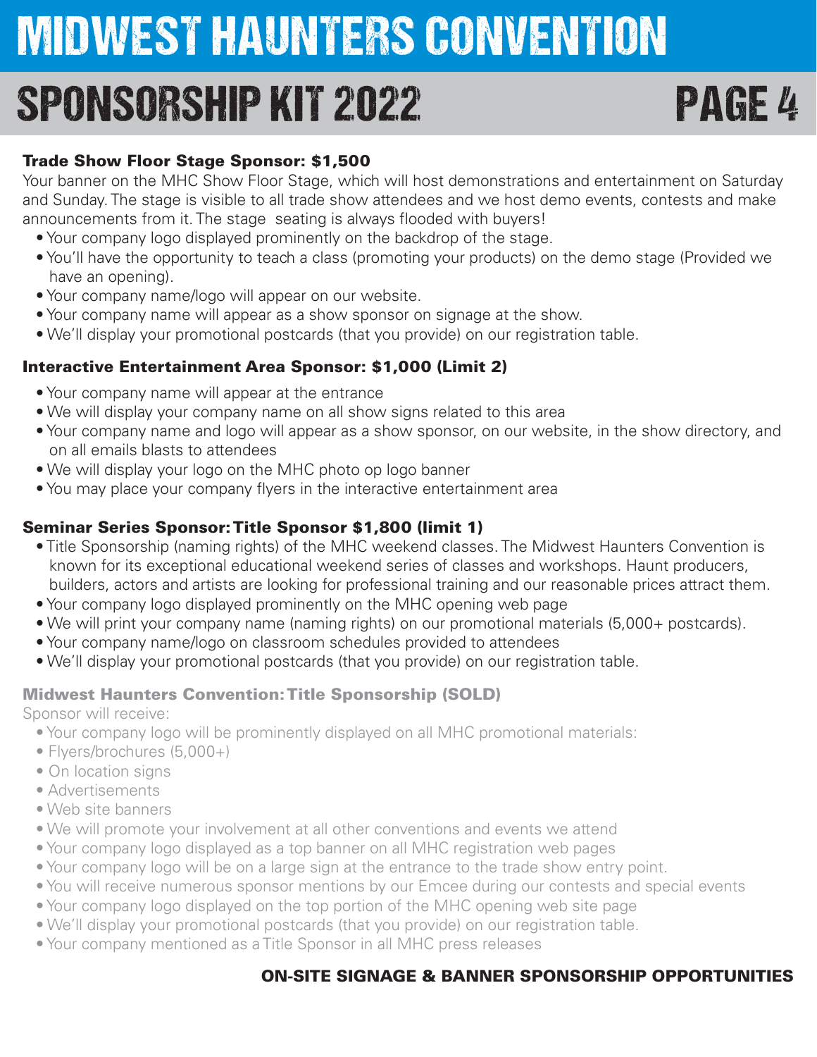### Trade Show Floor Stage Sponsor: $1,500

Your banner on the MHC Show Floor Stage, which will host demonstrations and entertainment on Saturday and Sunday. The stage is visible to all trade show attendees and we host demo events, contests and make announcements from it. The stage seating is always flooded with buyers!

- Your company logo displayed prominently on the backdrop of the stage.
- You'll have the opportunity to teach a class (promoting your products) on the demo stage (Provided we have an opening).
- Your company name/logo will appear on our website.
- Your company name will appear as a show sponsor on signage at the show.
- We'll display your promotional postcards (that you provide) on our registration table.

### Interactive Entertainment Area Sponsor: $1,000 (Limit 2)

- Your company name will appear at the entrance
- We will display your company name on all show signs related to this area
- Your company name and logo will appear as a show sponsor, on our website, in the show directory, and on all emails blasts to attendees
- We will display your logo on the MHC photo op logo banner
- You may place your company flyers in the interactive entertainment area

### Seminar Series Sponsor: Title Sponsor $1,800 (limit 1)

- Title Sponsorship (naming rights) of the MHC weekend classes. The Midwest Haunters Convention is known for its exceptional educational weekend series of classes and workshops. Haunt producers, builders, actors and artists are looking for professional training and our reasonable prices attract them.
- Your company logo displayed prominently on the MHC opening web page
- We will print your company name (naming rights) on our promotional materials (5,000+ postcards).
- Your company name/logo on classroom schedules provided to attendees
- We'll display your promotional postcards (that you provide) on our registration table.

### Midwest Haunters Convention: Title Sponsorship (SOLD)

Sponsor will receive:

- Your company logo will be prominently displayed on all MHC promotional materials:
- Flyers/brochures (5,000+)
- On location signs
- Advertisements
- Web site banners
- We will promote your involvement at all other conventions and events we attend
- Your company logo displayed as a top banner on all MHC registration web pages
- Your company logo will be on a large sign at the entrance to the trade show entry point.
- You will receive numerous sponsor mentions by our Emcee during our contests and special events
- Your company logo displayed on the top portion of the MHC opening web site page
- We'll display your promotional postcards (that you provide) on our registration table.
- Your company mentioned as a Title Sponsor in all MHC press releases

**ON-SITE SIGNAGE & BANNER SPONSORSHIP OPPORTUNITIES**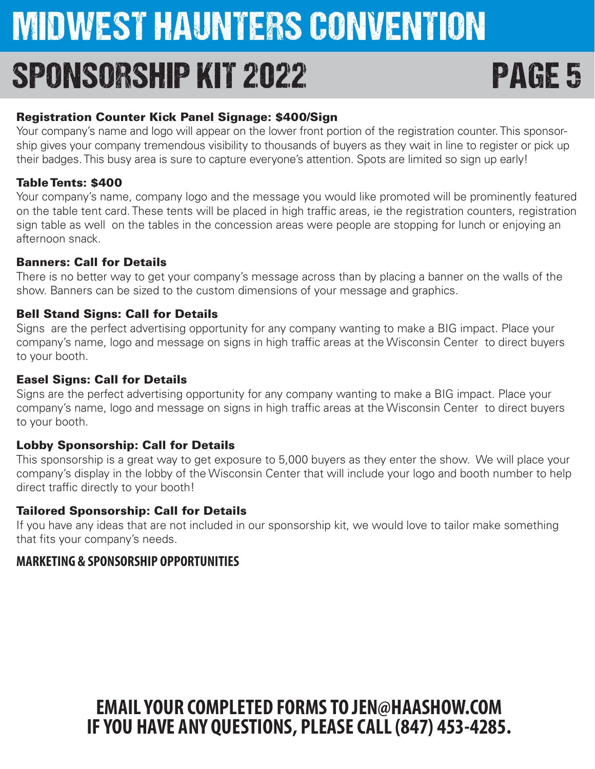# MIDWEST HAUNTERS CONVENTION

## SPONSORSHIP KIT 2022

### Registration Counter Kick Panel Signage: $400/Sign

Your company's name and logo will appear on the lower front portion of the registration counter. This sponsorship gives your company tremendous visibility to thousands of buyers as they wait in line to register or pick up their badges. This busy area is sure to capture everyone's attention. Spots are limited so sign up early!

### Table Tents: $400

Your company's name, company logo and the message you would like promoted will be prominently featured on the table tent card. These tents will be placed in high traffic areas, ie the registration counters, registration sign table as well on the tables in the concession areas were people are stopping for lunch or enjoying an afternoon snack.

### Banners: Call for Details

There is no better way to get your company's message across than by placing a banner on the walls of the show. Banners can be sized to the custom dimensions of your message and graphics.

### Bell Stand Signs: Call for Details

Signs are the perfect advertising opportunity for any company wanting to make a BIG impact. Place your company's name, logo and message on signs in high traffic areas at the Wisconsin Center to direct buyers to your booth.

### Easel Signs: Call for Details

Signs are the perfect advertising opportunity for any company wanting to make a BIG impact. Place your company's name, logo and message on signs in high traffic areas at the Wisconsin Center to direct buyers to your booth.

### Lobby Sponsorship: Call for Details

This sponsorship is a great way to get exposure to 5,000 buyers as they enter the show. We will place your company's display in the lobby of the Wisconsin Center that will include your logo and booth number to help direct traffic directly to your booth!

### Tailored Sponsorship: Call for Details

If you have any ideas that are not included in our sponsorship kit, we would love to tailor make something that fits your company's needs.

**MARKETING & SPONSORSHIP OPPORTUNITIES**

**EMAIL YOUR COMPLETED FORMS TO JEN@HAASHOW.COM**
**IF YOU HAVE ANY QUESTIONS, PLEASE CALL (847) 453-4285.**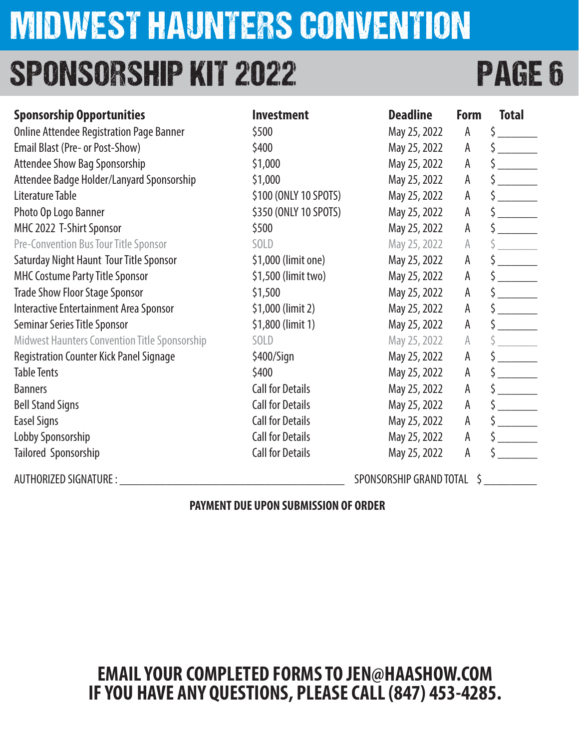# MIDWEST HAUNTERS CONVENTION

## SPONSORSHIP KIT 2022

| Sponsorship Opportunities | Investment | Deadline | Form | Total |
|---|---|---|---|---|
| Online Attendee Registration Page Banner | $500 | May 25, 2022 | A | $ _______ |
| Email Blast (Pre- or Post-Show) | $400 | May 25, 2022 | A | $ _______ |
| Attendee Show Bag Sponsorship | $1,000 | May 25, 2022 | A | $ _______ |
| Attendee Badge Holder/Lanyard Sponsorship | $1,000 | May 25, 2022 | A | $ _______ |
| Literature Table | $100 (ONLY 10 SPOTS) | May 25, 2022 | A | $ _______ |
| Photo Op Logo Banner | $350 (ONLY 10 SPOTS) | May 25, 2022 | A | $ _______ |
| MHC 2022 T-Shirt Sponsor | $500 | May 25, 2022 | A | $ _______ |
| Pre-Convention Bus Tour Title Sponsor | SOLD | May 25, 2022 | A | $ _______ |
| Saturday Night Haunt Tour Title Sponsor | $1,000 (limit one) | May 25, 2022 | A | $ _______ |
| MHC Costume Party Title Sponsor | $1,500 (limit two) | May 25, 2022 | A | $ _______ |
| Trade Show Floor Stage Sponsor | $1,500 | May 25, 2022 | A | $ _______ |
| Interactive Entertainment Area Sponsor | $1,000 (limit 2) | May 25, 2022 | A | $ _______ |
| Seminar Series Title Sponsor | $1,800 (limit 1) | May 25, 2022 | A | $ _______ |
| Midwest Haunters Convention Title Sponsorship | SOLD | May 25, 2022 | A | $ _______ |
| Registration Counter Kick Panel Signage | $400/Sign | May 25, 2022 | A | $ _______ |
| Table Tents | $400 | May 25, 2022 | A | $ _______ |
| Banners | Call for Details | May 25, 2022 | A | $ _______ |
| Bell Stand Signs | Call for Details | May 25, 2022 | A | $ _______ |
| Easel Signs | Call for Details | May 25, 2022 | A | $ _______ |
| Lobby Sponsorship | Call for Details | May 25, 2022 | A | $ _______ |
| Tailored Sponsorship | Call for Details | May 25, 2022 | A | $ _______ |

AUTHORIZED SIGNATURE : ________________________________________ SPONSORSHIP GRAND TOTAL $ __________

**PAYMENT DUE UPON SUBMISSION OF ORDER**

**EMAIL YOUR COMPLETED FORMS TO JEN@HAASHOW.COM**
**IF YOU HAVE ANY QUESTIONS, PLEASE CALL (847) 453-4285.**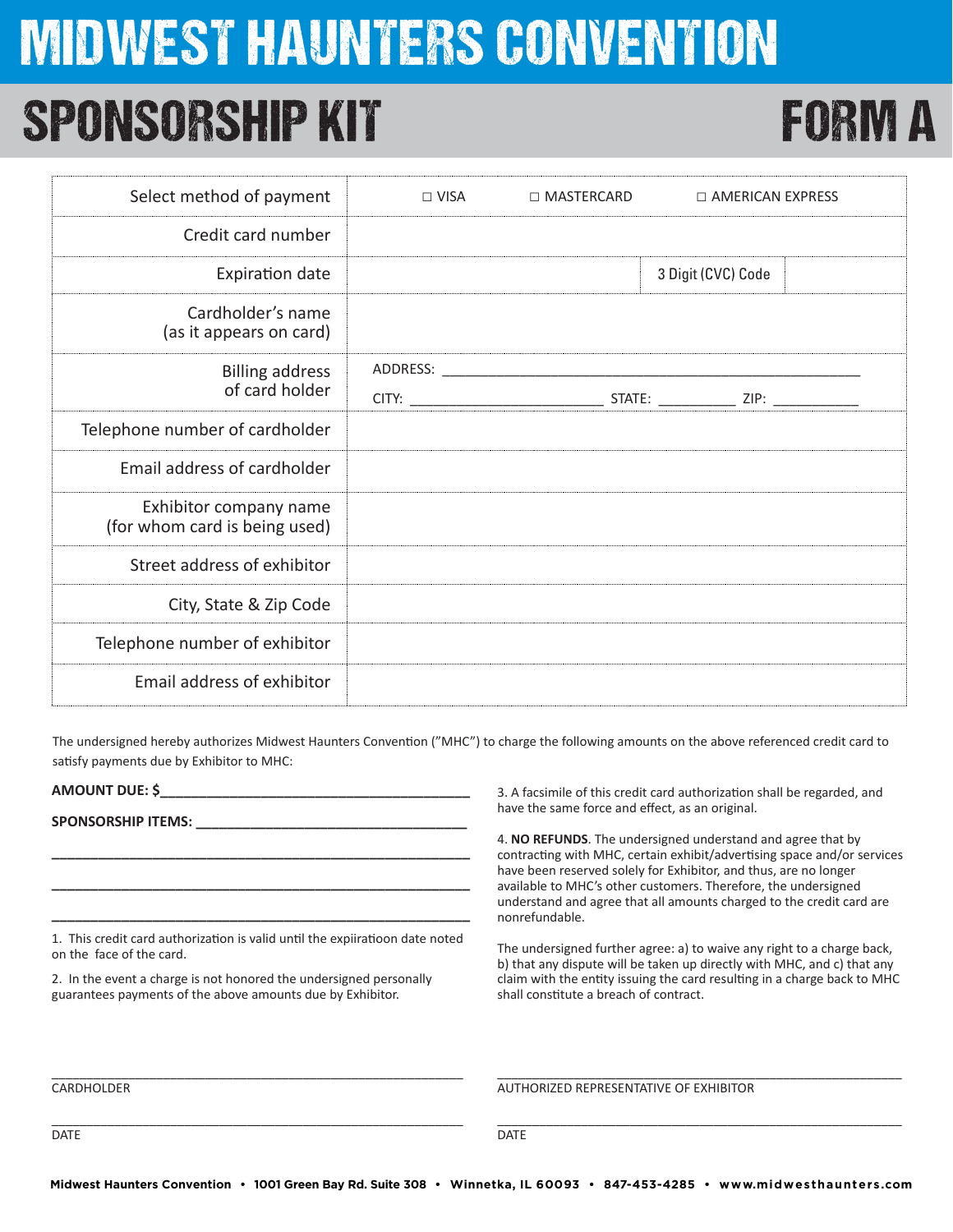# MIDWEST HAUNTERS CONVENTION

## SPONSORSHIP KIT

## FORM A

| | | | |
|---|---|---|---|
| Select method of payment | ☐ VISA ☐ MASTERCARD ☐ AMERICAN EXPRESS | | |
| Credit card number | | | |
| Expiration date | | 3 Digit (CVC) Code | |
| Cardholder's name (as it appears on card) | | | |
| Billing address of card holder | ADDRESS: ______________________ CITY: ______________ STATE: ________ ZIP: ________ | | |
| Telephone number of cardholder | | | |
| Email address of cardholder | | | |
| Exhibitor company name (for whom card is being used) | | | |
| Street address of exhibitor | | | |
| City, State & Zip Code | | | |
| Telephone number of exhibitor | | | |
| Email address of exhibitor | | | |

The undersigned hereby authorizes Midwest Haunters Convention ("MHC") to charge the following amounts on the above referenced credit card to satisfy payments due by Exhibitor to MHC:

**AMOUNT DUE: $**______________________________________

**SPONSORSHIP ITEMS:** ________________________________

______________________________________________________

______________________________________________________

______________________________________________________

1. This credit card authorization is valid until the expiiratioon date noted on the face of the card.

2. In the event a charge is not honored the undersigned personally guarantees payments of the above amounts due by Exhibitor.

3. A facsimile of this credit card authorization shall be regarded, and have the same force and effect, as an original.

4. **NO REFUNDS**. The undersigned understand and agree that by contracting with MHC, certain exhibit/advertising space and/or services have been reserved solely for Exhibitor, and thus, are no longer available to MHC's other customers. Therefore, the undersigned understand and agree that all amounts charged to the credit card are nonrefundable.

The undersigned further agree: a) to waive any right to a charge back, b) that any dispute will be taken up directly with MHC, and c) that any claim with the entity issuing the card resulting in a charge back to MHC shall constitute a breach of contract.

______________________________________________________
CARDHOLDER

______________________________________________________
DATE

______________________________________________________
AUTHORIZED REPRESENTATIVE OF EXHIBITOR

______________________________________________________
DATE

**Midwest Haunters Convention • 1001 Green Bay Rd. Suite 308 • Winnetka, IL 60093 • 847-453-4285 • www.midwesthaunters.com**